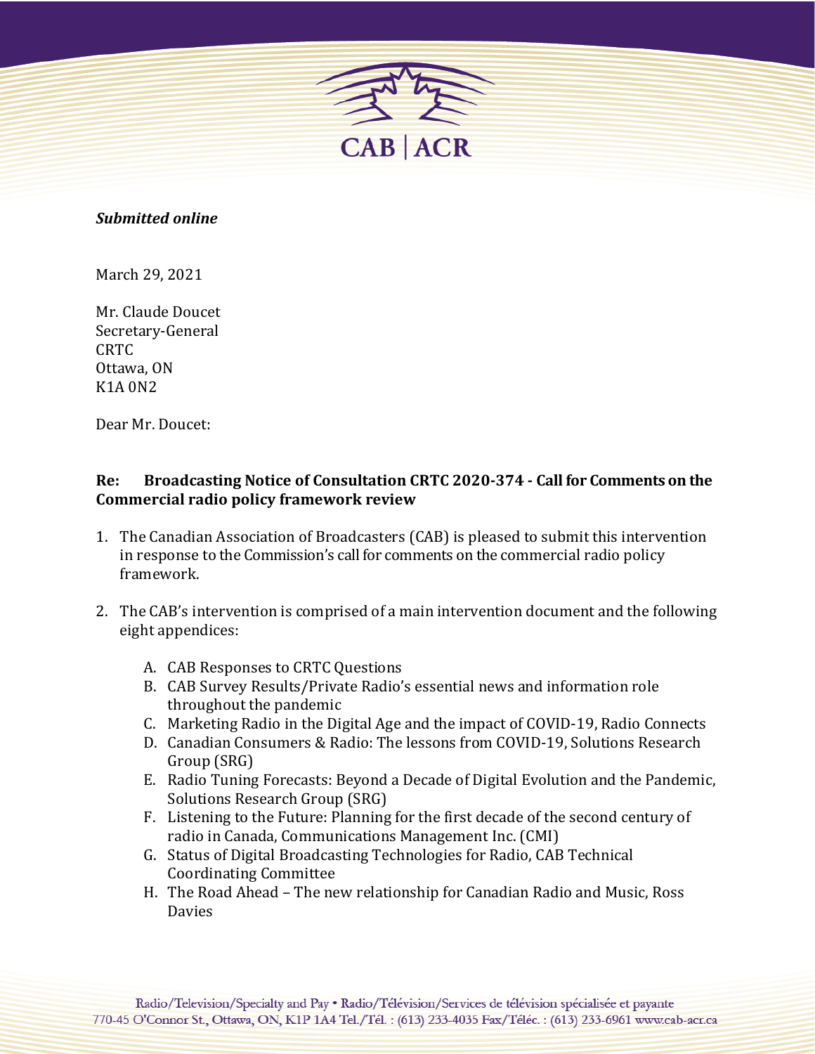CAB | ACR

***Submitted online***

March 29, 2021

Mr. Claude Doucet
Secretary-General
CRTC
Ottawa, ON
K1A 0N2

Dear Mr. Doucet:

**Re: Broadcasting Notice of Consultation CRTC 2020-374 - Call for Comments on the Commercial radio policy framework review**

1. The Canadian Association of Broadcasters (CAB) is pleased to submit this intervention in response to the Commission's call for comments on the commercial radio policy framework.

2. The CAB's intervention is comprised of a main intervention document and the following eight appendices:

   A. CAB Responses to CRTC Questions
   B. CAB Survey Results/Private Radio's essential news and information role throughout the pandemic
   C. Marketing Radio in the Digital Age and the impact of COVID-19, Radio Connects
   D. Canadian Consumers & Radio: The lessons from COVID-19, Solutions Research Group (SRG)
   E. Radio Tuning Forecasts: Beyond a Decade of Digital Evolution and the Pandemic, Solutions Research Group (SRG)
   F. Listening to the Future: Planning for the first decade of the second century of radio in Canada, Communications Management Inc. (CMI)
   G. Status of Digital Broadcasting Technologies for Radio, CAB Technical Coordinating Committee
   H. The Road Ahead – The new relationship for Canadian Radio and Music, Ross Davies

Radio/Television/Specialty and Pay • Radio/Télévision/Services de télévision spécialisée et payante
770-45 O'Connor St., Ottawa, ON, K1P 1A4 Tel./Tél. : (613) 233-4035 Fax/Téléc. : (613) 233-6961 www.cab-acr.ca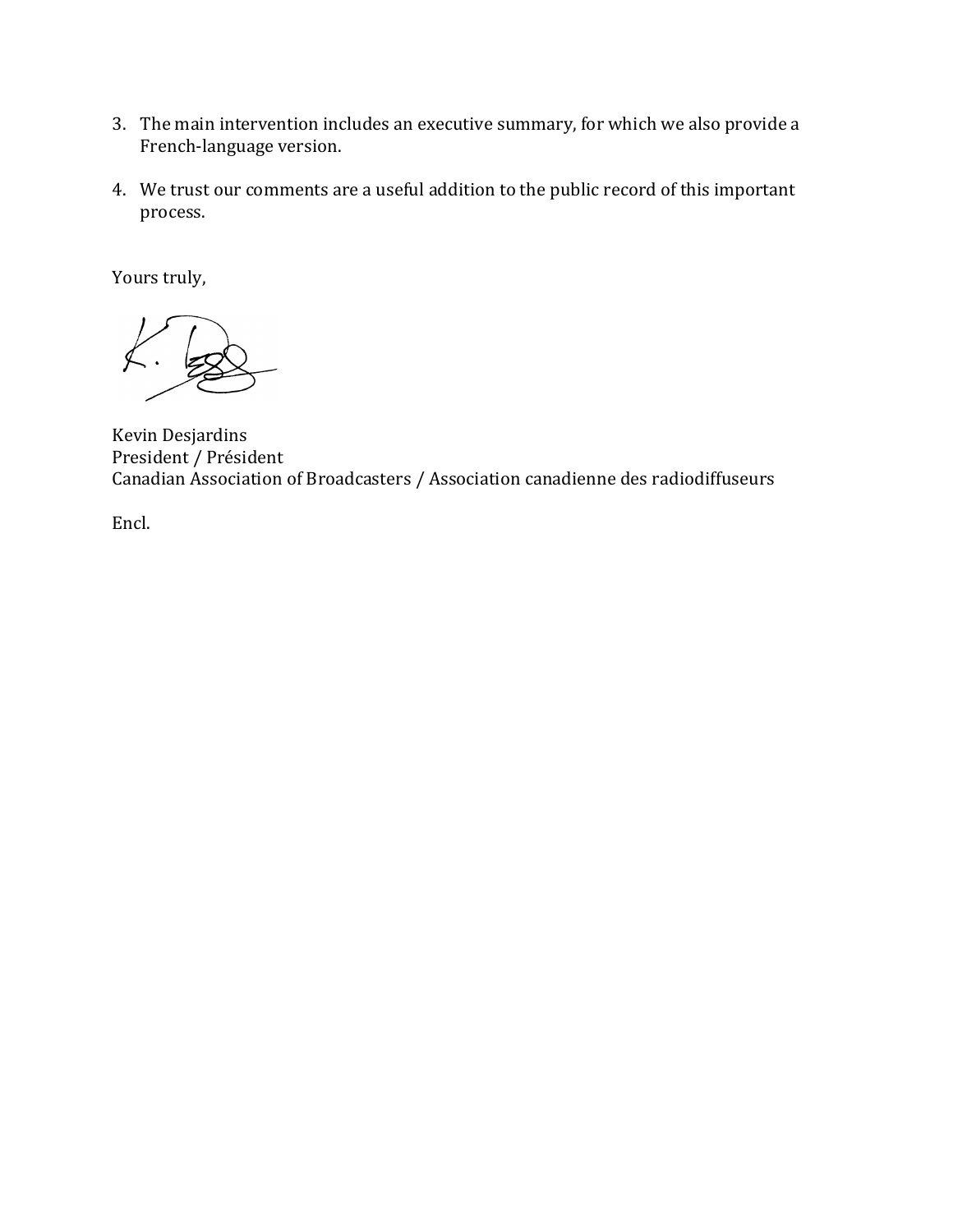3. The main intervention includes an executive summary, for which we also provide a French-language version.

4. We trust our comments are a useful addition to the public record of this important process.

Yours truly,

Kevin Desjardins
President / Président
Canadian Association of Broadcasters / Association canadienne des radiodiffuseurs

Encl.